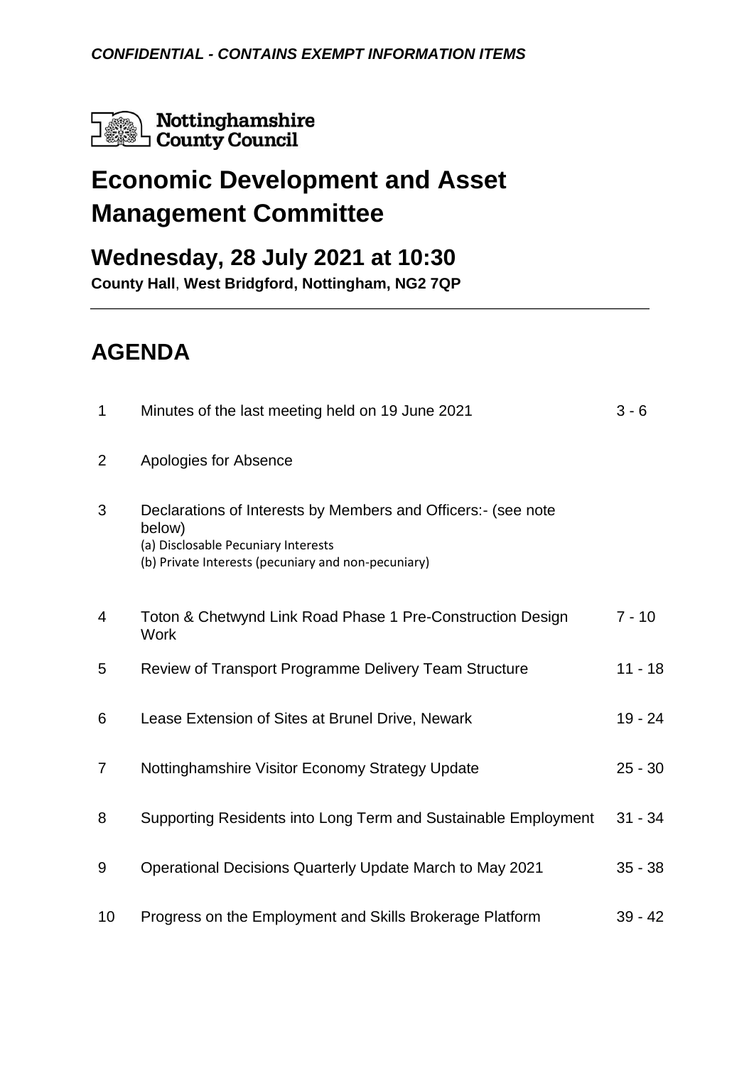***CONFIDENTIAL - CONTAINS EXEMPT INFORMATION ITEMS***

Nottinghamshire County Council

# Economic Development and Asset Management Committee

## Wednesday, 28 July 2021 at 10:30

**County Hall**, **West Bridgford, Nottingham, NG2 7QP**

# AGENDA

| | | |
|---|---|---|
| 1 | Minutes of the last meeting held on 19 June 2021 | 3 - 6 |
| 2 | Apologies for Absence | |
| 3 | Declarations of Interests by Members and Officers:- (see note below)<br>(a) Disclosable Pecuniary Interests<br>(b) Private Interests (pecuniary and non-pecuniary) | |
| 4 | Toton & Chetwynd Link Road Phase 1 Pre-Construction Design Work | 7 - 10 |
| 5 | Review of Transport Programme Delivery Team Structure | 11 - 18 |
| 6 | Lease Extension of Sites at Brunel Drive, Newark | 19 - 24 |
| 7 | Nottinghamshire Visitor Economy Strategy Update | 25 - 30 |
| 8 | Supporting Residents into Long Term and Sustainable Employment | 31 - 34 |
| 9 | Operational Decisions Quarterly Update March to May 2021 | 35 - 38 |
| 10 | Progress on the Employment and Skills Brokerage Platform | 39 - 42 |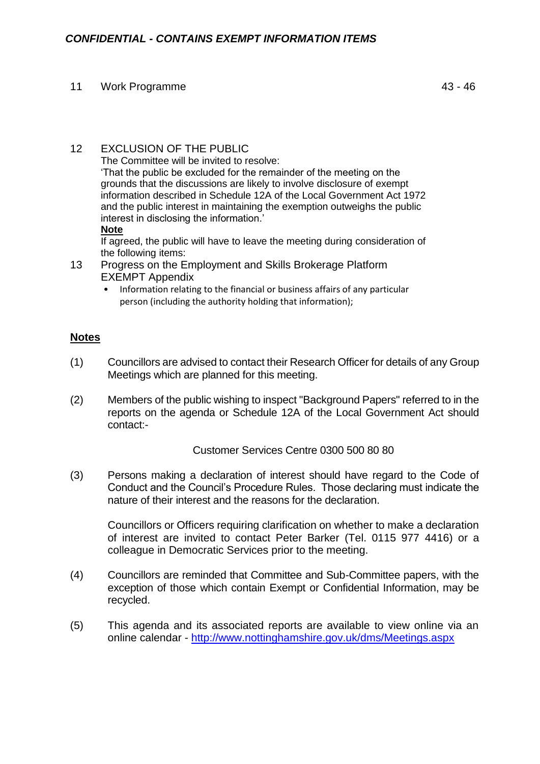*CONFIDENTIAL - CONTAINS EXEMPT INFORMATION ITEMS*

| | | |
|---|---|---|
| 11 | Work Programme | 43 - 46 |

12 EXCLUSION OF THE PUBLIC

The Committee will be invited to resolve:

'That the public be excluded for the remainder of the meeting on the grounds that the discussions are likely to involve disclosure of exempt information described in Schedule 12A of the Local Government Act 1972 and the public interest in maintaining the exemption outweighs the public interest in disclosing the information.'

**Note**

If agreed, the public will have to leave the meeting during consideration of the following items:

13 Progress on the Employment and Skills Brokerage Platform EXEMPT Appendix

- Information relating to the financial or business affairs of any particular person (including the authority holding that information);

## Notes

(1) Councillors are advised to contact their Research Officer for details of any Group Meetings which are planned for this meeting.

(2) Members of the public wishing to inspect "Background Papers" referred to in the reports on the agenda or Schedule 12A of the Local Government Act should contact:-

Customer Services Centre 0300 500 80 80

(3) Persons making a declaration of interest should have regard to the Code of Conduct and the Council's Procedure Rules. Those declaring must indicate the nature of their interest and the reasons for the declaration.

Councillors or Officers requiring clarification on whether to make a declaration of interest are invited to contact Peter Barker (Tel. 0115 977 4416) or a colleague in Democratic Services prior to the meeting.

(4) Councillors are reminded that Committee and Sub-Committee papers, with the exception of those which contain Exempt or Confidential Information, may be recycled.

(5) This agenda and its associated reports are available to view online via an online calendar - http://www.nottinghamshire.gov.uk/dms/Meetings.aspx